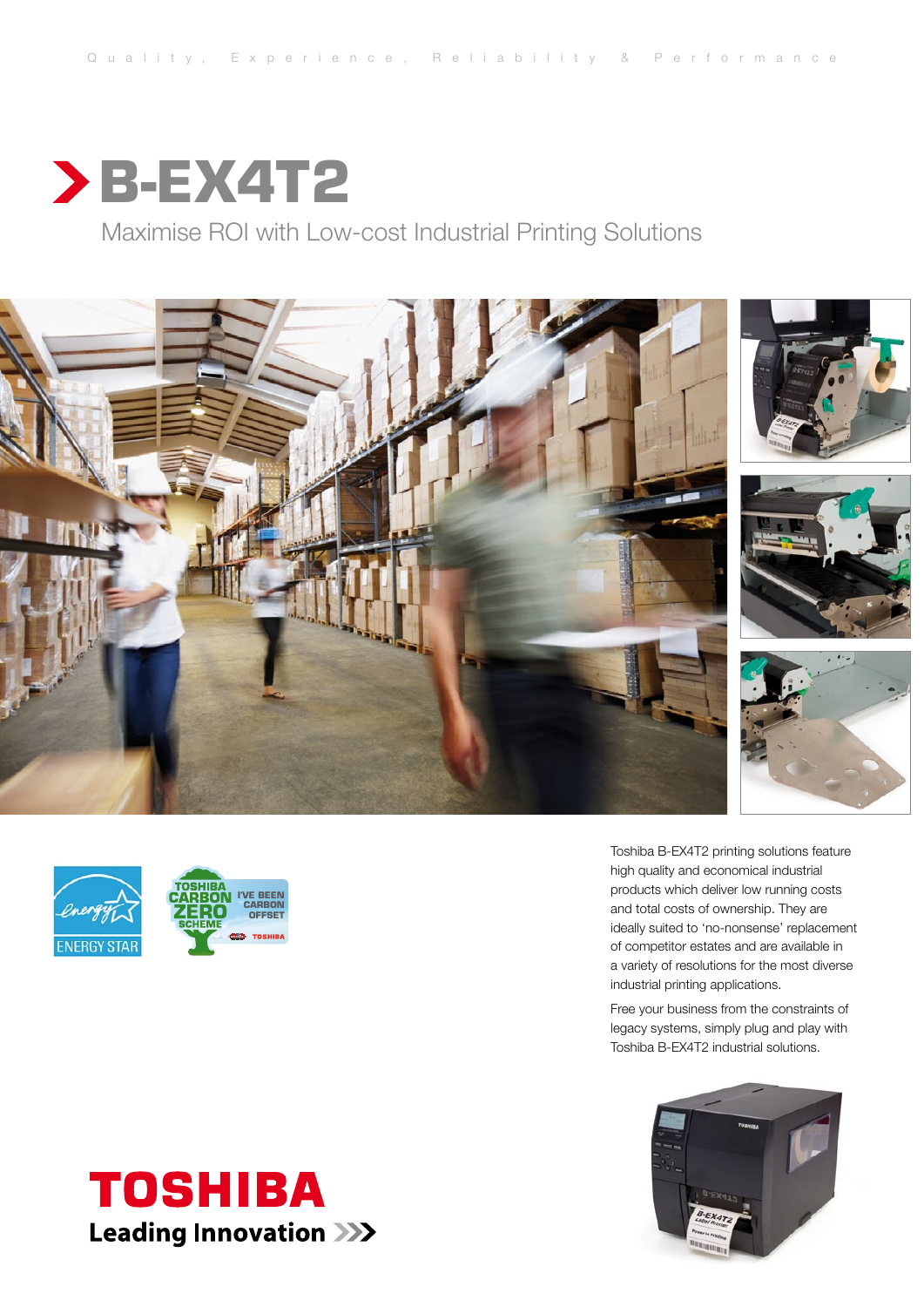Quality, Experience, Reliability & Performance

# B-EX4T2

## Maximise ROI with Low-cost Industrial Printing Solutions

Toshiba B-EX4T2 printing solutions feature high quality and economical industrial products which deliver low running costs and total costs of ownership. They are ideally suited to 'no-nonsense' replacement of competitor estates and are available in a variety of resolutions for the most diverse industrial printing applications.

Free your business from the constraints of legacy systems, simply plug and play with Toshiba B-EX4T2 industrial solutions.

ENERGY STAR

TOSHIBA CARBON ZERO SCHEME — I'VE BEEN CARBON OFFSET

**TOSHIBA**

**Leading Innovation**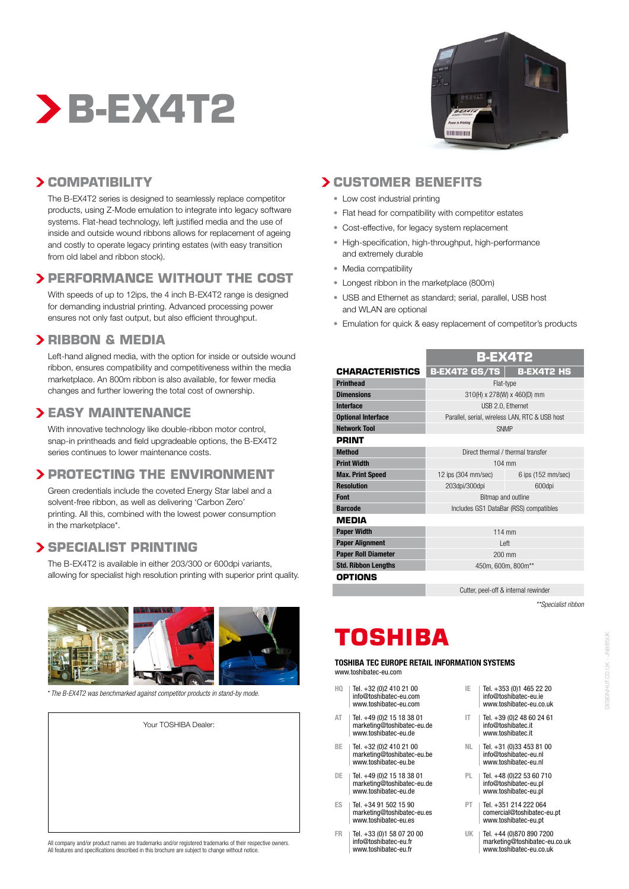# B-EX4T2

## COMPATIBILITY

The B-EX4T2 series is designed to seamlessly replace competitor products, using Z-Mode emulation to integrate into legacy software systems. Flat-head technology, left justified media and the use of inside and outside wound ribbons allows for replacement of ageing and costly to operate legacy printing estates (with easy transition from old label and ribbon stock).

## PERFORMANCE WITHOUT THE COST

With speeds of up to 12ips, the 4 inch B-EX4T2 range is designed for demanding industrial printing. Advanced processing power ensures not only fast output, but also efficient throughput.

## RIBBON & MEDIA

Left-hand aligned media, with the option for inside or outside wound ribbon, ensures compatibility and competitiveness within the media marketplace. An 800m ribbon is also available, for fewer media changes and further lowering the total cost of ownership.

## EASY MAINTENANCE

With innovative technology like double-ribbon motor control, snap-in printheads and field upgradeable options, the B-EX4T2 series continues to lower maintenance costs.

## PROTECTING THE ENVIRONMENT

Green credentials include the coveted Energy Star label and a solvent-free ribbon, as well as delivering 'Carbon Zero' printing. All this, combined with the lowest power consumption in the marketplace*.

## SPECIALIST PRINTING

The B-EX4T2 is available in either 203/300 or 600dpi variants, allowing for specialist high resolution printing with superior print quality.

*\* The B-EX4T2 was benchmarked against competitor products in stand-by mode.*

Your TOSHIBA Dealer:

All company and/or product names are trademarks and/or registered trademarks of their respective owners. All features and specifications described in this brochure are subject to change without notice.

## CUSTOMER BENEFITS

- Low cost industrial printing
- Flat head for compatibility with competitor estates
- Cost-effective, for legacy system replacement
- High-specification, high-throughput, high-performance and extremely durable
- Media compatibility
- Longest ribbon in the marketplace (800m)
- USB and Ethernet as standard; serial, parallel, USB host and WLAN are optional
- Emulation for quick & easy replacement of competitor's products

| | B-EX4T2 | |
|---|---|---|
| **CHARACTERISTICS** | **B-EX4T2 GS/TS** | **B-EX4T2 HS** |
| Printhead | Flat-type | |
| Dimensions | 310(H) x 278(W) x 460(D) mm | |
| Interface | USB 2.0, Ethernet | |
| Optional Interface | Parallel, serial, wireless LAN, RTC & USB host | |
| Network Tool | SNMP | |
| **PRINT** | | |
| Method | Direct thermal / thermal transfer | |
| Print Width | 104 mm | |
| Max. Print Speed | 12 ips (304 mm/sec) | 6 ips (152 mm/sec) |
| Resolution | 203dpi/300dpi | 600dpi |
| Font | Bitmap and outline | |
| Barcode | Includes GS1 DataBar (RSS) compatibles | |
| **MEDIA** | | |
| Paper Width | 114 mm | |
| Paper Alignment | Left | |
| Paper Roll Diameter | 200 mm | |
| Std. Ribbon Lengths | 450m, 600m, 800m** | |
| **OPTIONS** | | |
| | Cutter, peel-off & internal rewinder | |

*\*\*Specialist ribbon*

# TOSHIBA

**TOSHIBA TEC EUROPE RETAIL INFORMATION SYSTEMS**
www.toshibatec-eu.com

HQ | Tel. +32 (0)2 410 21 00
info@toshibatec-eu.com
www.toshibatec-eu.com

AT | Tel. +49 (0)2 15 18 38 01
marketing@toshibatec-eu.de
www.toshibatec-eu.de

BE | Tel. +32 (0)2 410 21 00
marketing@toshibatec-eu.be
www.toshibatec-eu.be

DE | Tel. +49 (0)2 15 18 38 01
marketing@toshibatec-eu.de
www.toshibatec-eu.de

ES | Tel. +34 91 502 15 90
marketing@toshibatec-eu.es
www.toshibatec-eu.es

FR | Tel. +33 (0)1 58 07 20 00
info@toshibatec-eu.fr
www.toshibatec-eu.fr

IE | Tel. +353 (0)1 465 22 20
info@toshibatec-eu.ie
www.toshibatec-eu.co.uk

IT | Tel. +39 (0)2 48 60 24 61
info@toshibatec.it
www.toshibatec.it

NL | Tel. +31 (0)33 453 81 00
info@toshibatec-eu.nl
www.toshibatec-eu.nl

PL | Tel. +48 (0)22 53 60 710
info@toshibatec-eu.pl
www.toshibatec-eu.pl

PT | Tel. +351 214 222 064
comercial@toshibatec-eu.pt
www.toshibatec-eu.pt

UK | Tel. +44 (0)870 890 7200
marketing@toshibatec-eu.co.uk
www.toshibatec-eu.co.uk

DESIGNHUT.CO.UK - JN8185UK